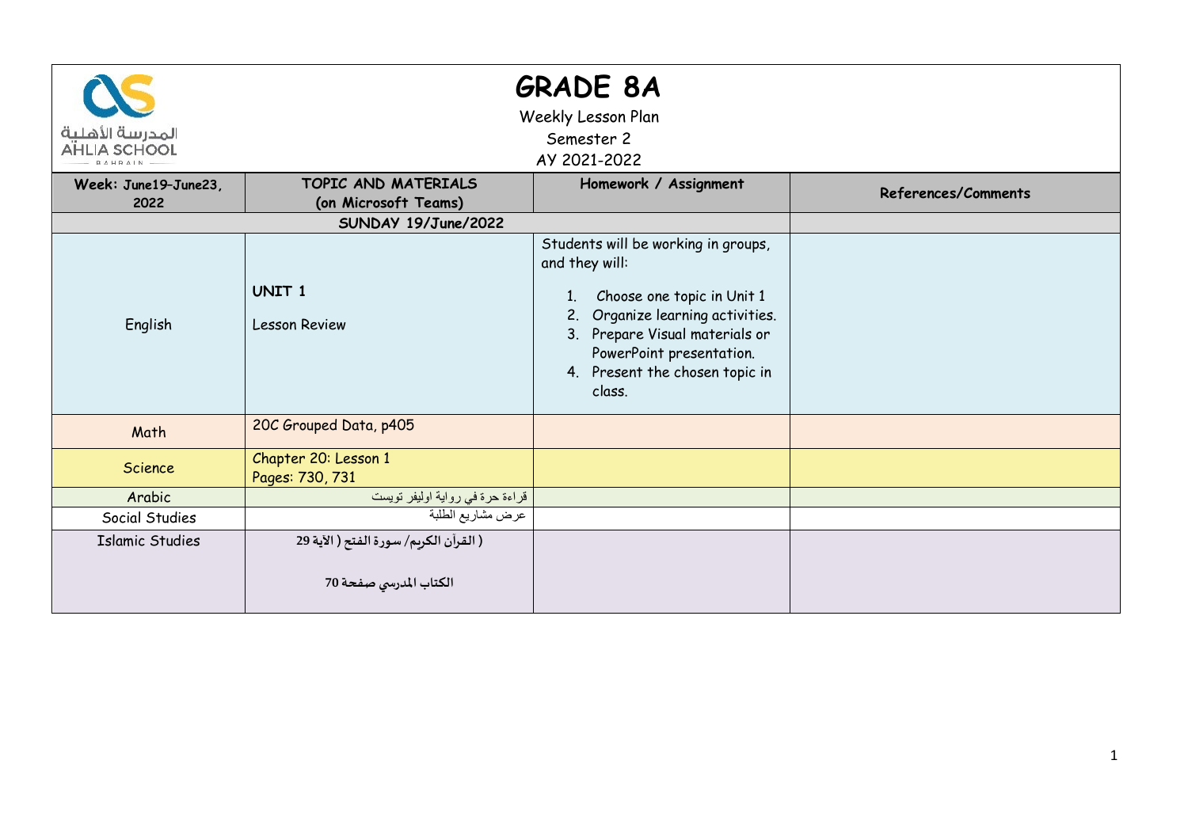# GRADE 8A

Weekly Lesson Plan

Semester 2

AY 2021-2022

| Week: June19–June23, 2022 | TOPIC AND MATERIALS (on Microsoft Teams) | Homework / Assignment | References/Comments |
|---|---|---|---|
| | **SUNDAY 19/June/2022** | | |
| English | **UNIT 1**<br><br>Lesson Review | Students will be working in groups, and they will:<br>1. Choose one topic in Unit 1<br>2. Organize learning activities.<br>3. Prepare Visual materials or PowerPoint presentation.<br>4. Present the chosen topic in class. | |
| Math | 20C Grouped Data, p405 | | |
| Science | Chapter 20: Lesson 1<br>Pages: 730, 731 | | |
| Arabic | قراءة حرة في رواية اوليفر تويست | | |
| Social Studies | عرض مشاريع الطلبة | | |
| Islamic Studies | ( القرآن الكريم/ سورة الفتح ( الآية 29<br><br>الكتاب المدرسي صفحة 70 | | |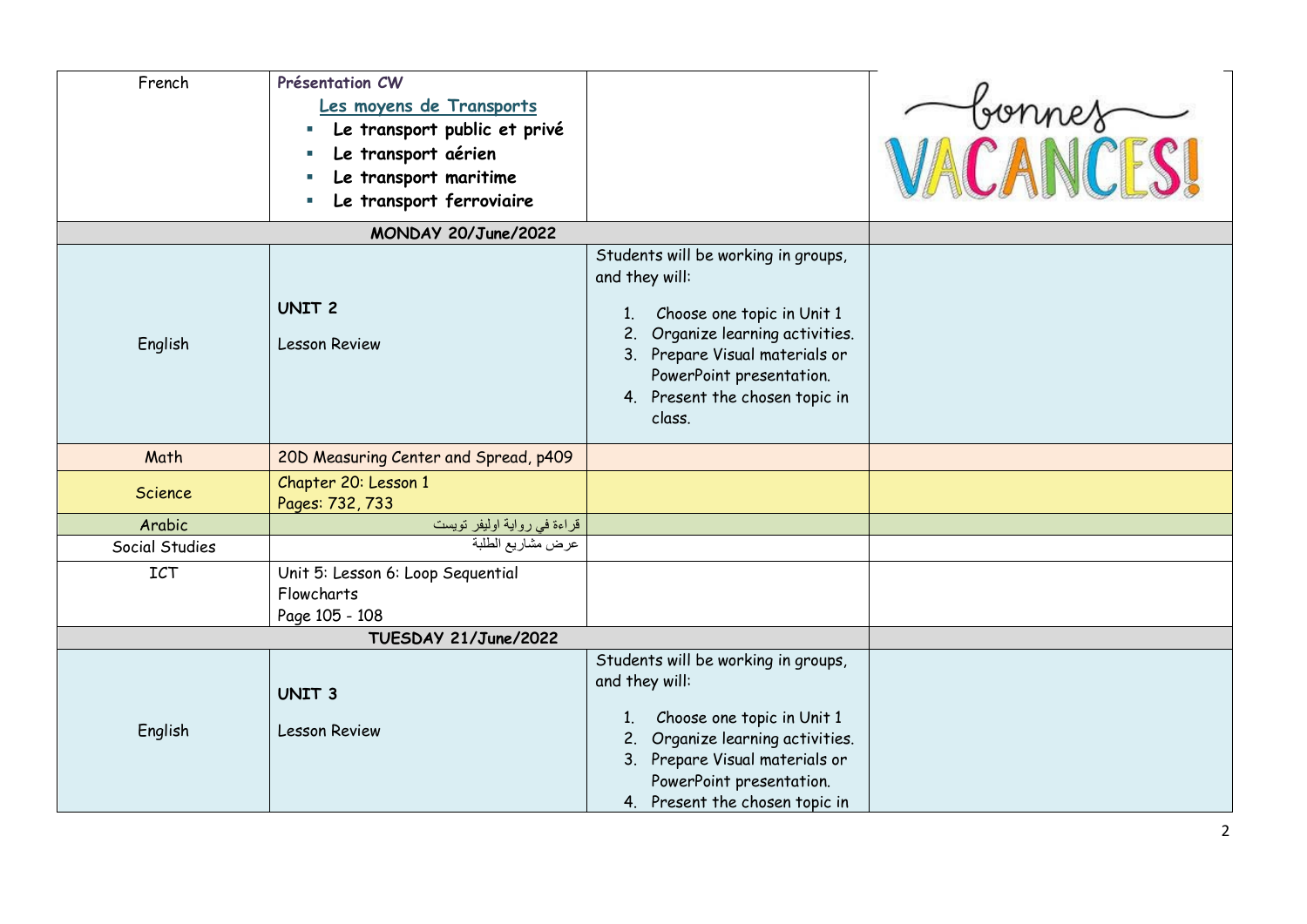| French | Présentation CW<br>Les moyens de Transports<br>▪ **Le transport public et privé**<br>▪ **Le transport aérien**<br>▪ **Le transport maritime**<br>▪ **Le transport ferroviaire** | | bonnes VACANCES! |
|---|---|---|---|
| **MONDAY 20/June/2022** | | | |
| English | **UNIT 2**<br>Lesson Review | Students will be working in groups, and they will:<br>1. Choose one topic in Unit 1<br>2. Organize learning activities.<br>3. Prepare Visual materials or PowerPoint presentation.<br>4. Present the chosen topic in class. | |
| Math | 20D Measuring Center and Spread, p409 | | |
| Science | Chapter 20: Lesson 1<br>Pages: 732, 733 | | |
| Arabic | قراءة في رواية اوليفر تويست | | |
| Social Studies | عرض مشاريع الطلبة | | |
| ICT | Unit 5: Lesson 6: Loop Sequential Flowcharts<br>Page 105 - 108 | | |
| **TUESDAY 21/June/2022** | | | |
| English | **UNIT 3**<br>Lesson Review | Students will be working in groups, and they will:<br>1. Choose one topic in Unit 1<br>2. Organize learning activities.<br>3. Prepare Visual materials or PowerPoint presentation.<br>4. Present the chosen topic in | |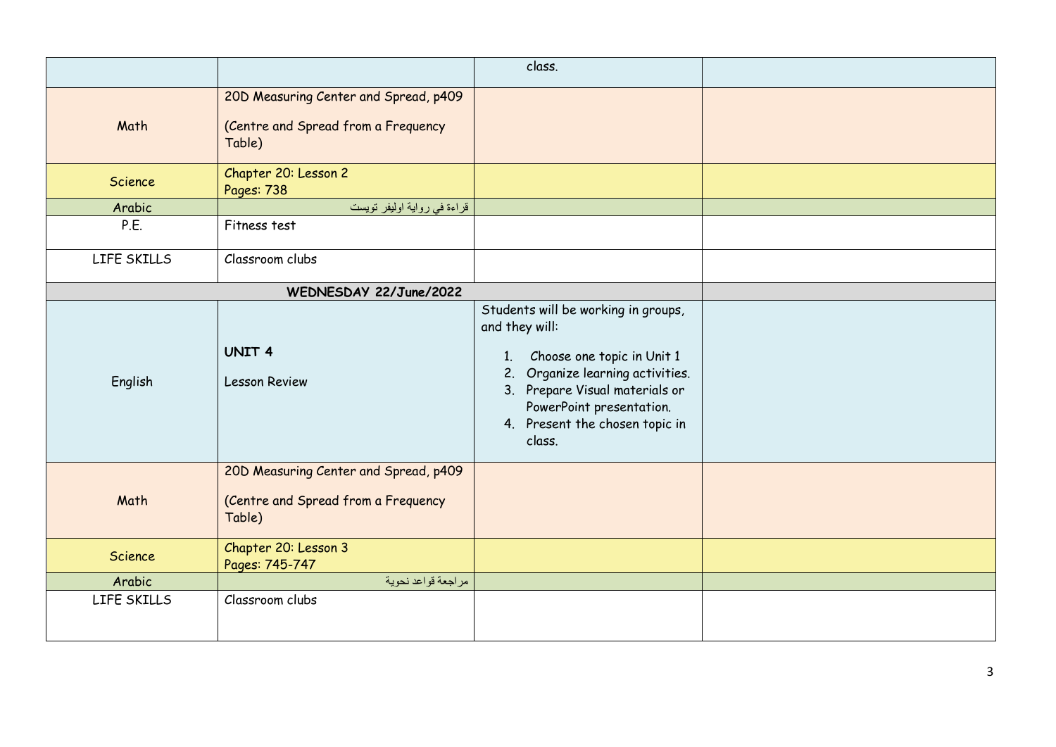| | | | |
|---|---|---|---|
| | | class. | |
| Math | 20D Measuring Center and Spread, p409<br><br>(Centre and Spread from a Frequency Table) | | |
| Science | Chapter 20: Lesson 2<br>Pages: 738 | | |
| Arabic | قراءة في رواية اوليفر تويست | | |
| P.E. | Fitness test | | |
| LIFE SKILLS | Classroom clubs | | |
| **WEDNESDAY 22/June/2022** | | | |
| English | **UNIT 4**<br><br>Lesson Review | Students will be working in groups, and they will:<br><br>1. Choose one topic in Unit 1<br>2. Organize learning activities.<br>3. Prepare Visual materials or PowerPoint presentation.<br>4. Present the chosen topic in class. | |
| Math | 20D Measuring Center and Spread, p409<br><br>(Centre and Spread from a Frequency Table) | | |
| Science | Chapter 20: Lesson 3<br>Pages: 745-747 | | |
| Arabic | مراجعة قواعد نحوية | | |
| LIFE SKILLS | Classroom clubs | | |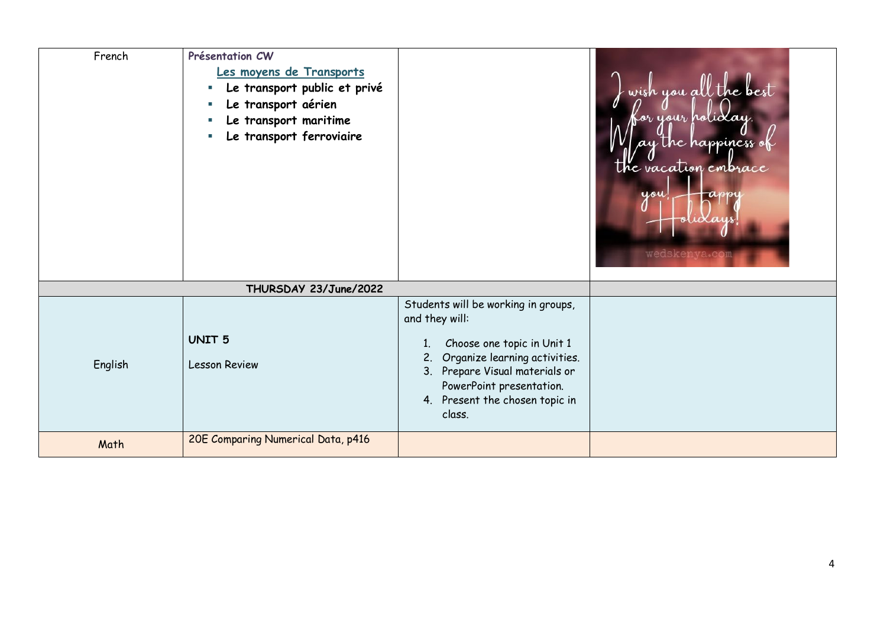| French | **Présentation CW**<br>Les moyens de Transports<br>- **Le transport public et privé**<br>- **Le transport aérien**<br>- **Le transport maritime**<br>- **Le transport ferroviaire** | | I wish you all the best for your holiday. May the happiness of the vacation embrace you! Happy Holidays!<br>wedskenya.com |
|---|---|---|---|
| **THURSDAY 23/June/2022** | | | |
| English | **UNIT 5**<br>Lesson Review | Students will be working in groups, and they will:<br>1. Choose one topic in Unit 1<br>2. Organize learning activities.<br>3. Prepare Visual materials or PowerPoint presentation.<br>4. Present the chosen topic in class. | |
| Math | 20E Comparing Numerical Data, p416 | | |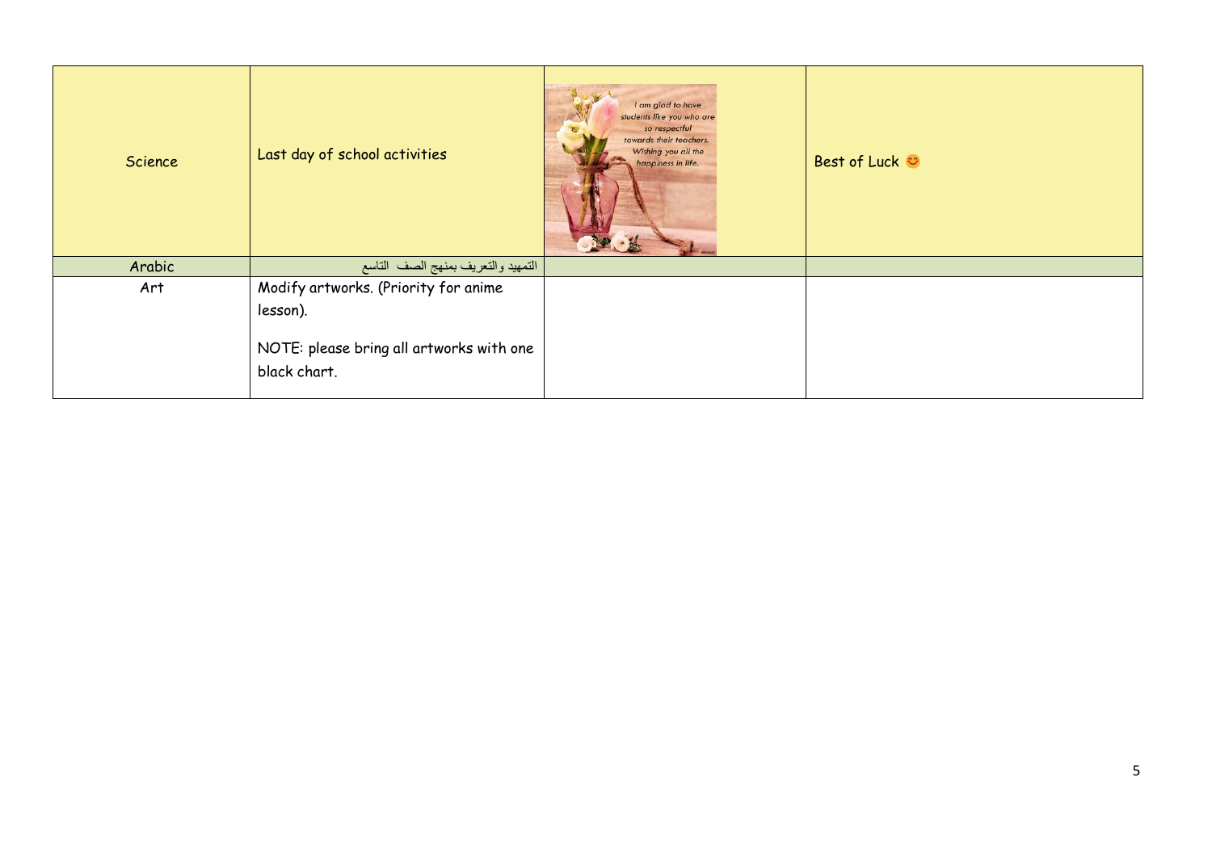| | | | |
|---|---|---|---|
| Science | Last day of school activities | I am glad to have students like you who are so respectful towards their teachers. Wishing you all the happiness in life. | Best of Luck 😊 |
| Arabic | التمهيد والتعريف بمنهج الصف التاسع | | |
| Art | Modify artworks. (Priority for anime lesson).<br><br>NOTE: please bring all artworks with one black chart. | | |